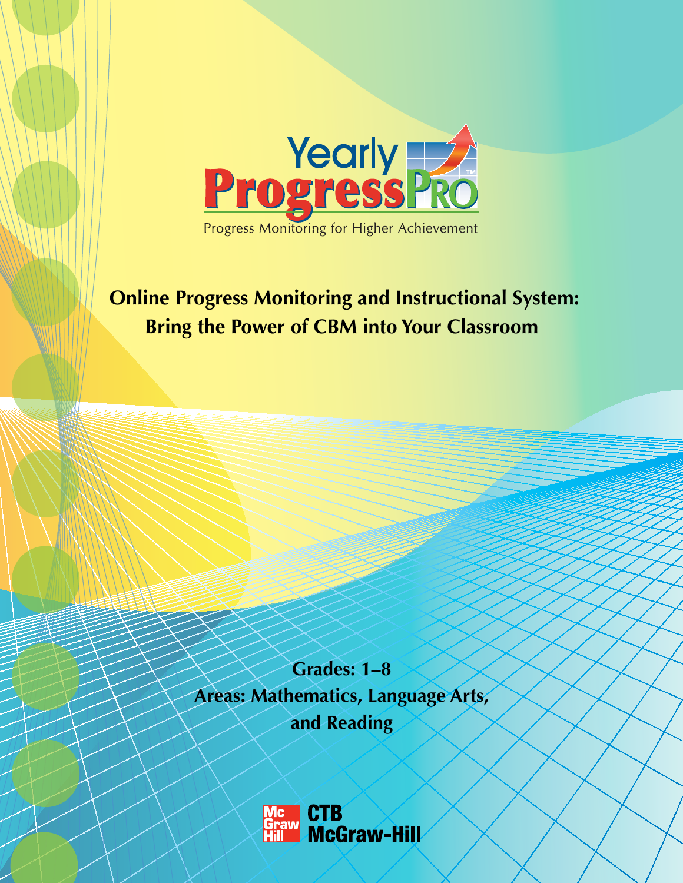# Yearly ProgressPro™

Progress Monitoring for Higher Achievement

## Online Progress Monitoring and Instructional System: Bring the Power of CBM into Your Classroom

**Grades: 1–8**

**Areas: Mathematics, Language Arts, and Reading**

CTB McGraw-Hill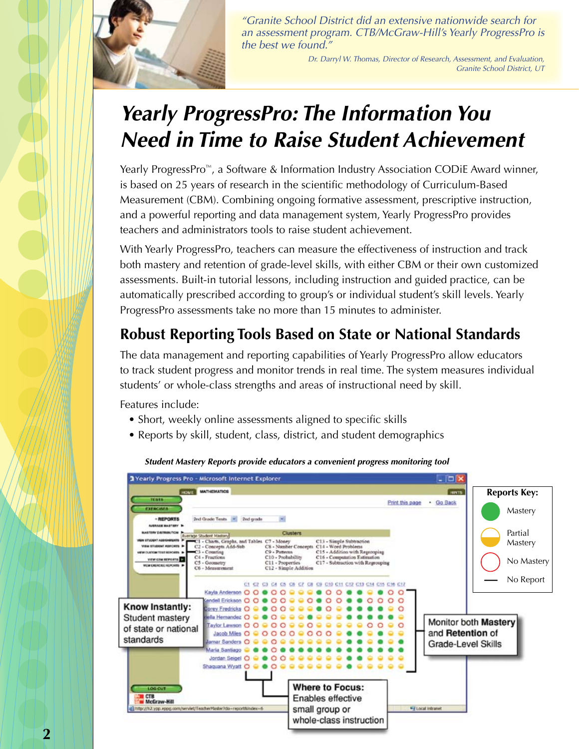*"Granite School District did an extensive nationwide search for an assessment program. CTB/McGraw-Hill's Yearly ProgressPro is the best we found."*

*Dr. Darryl W. Thomas, Director of Research, Assessment, and Evaluation, Granite School District, UT*

# Yearly ProgressPro: The Information You Need in Time to Raise Student Achievement

Yearly ProgressPro™, a Software & Information Industry Association CODiE Award winner, is based on 25 years of research in the scientific methodology of Curriculum-Based Measurement (CBM). Combining ongoing formative assessment, prescriptive instruction, and a powerful reporting and data management system, Yearly ProgressPro provides teachers and administrators tools to raise student achievement.

With Yearly ProgressPro, teachers can measure the effectiveness of instruction and track both mastery and retention of grade-level skills, with either CBM or their own customized assessments. Built-in tutorial lessons, including instruction and guided practice, can be automatically prescribed according to group's or individual student's skill levels. Yearly ProgressPro assessments take no more than 15 minutes to administer.

## Robust Reporting Tools Based on State or National Standards

The data management and reporting capabilities of Yearly ProgressPro allow educators to track student progress and monitor trends in real time. The system measures individual students' or whole-class strengths and areas of instructional need by skill.

Features include:

- Short, weekly online assessments aligned to specific skills
- Reports by skill, student, class, district, and student demographics

***Student Mastery Reports provide educators a convenient progress monitoring tool***

**Know Instantly:** Student mastery of state or national standards

Monitor both **Mastery** and **Retention** of Grade-Level Skills

**Where to Focus:** Enables effective small group or whole-class instruction

**Reports Key:**
- Mastery
- Partial Mastery
- No Mastery
- No Report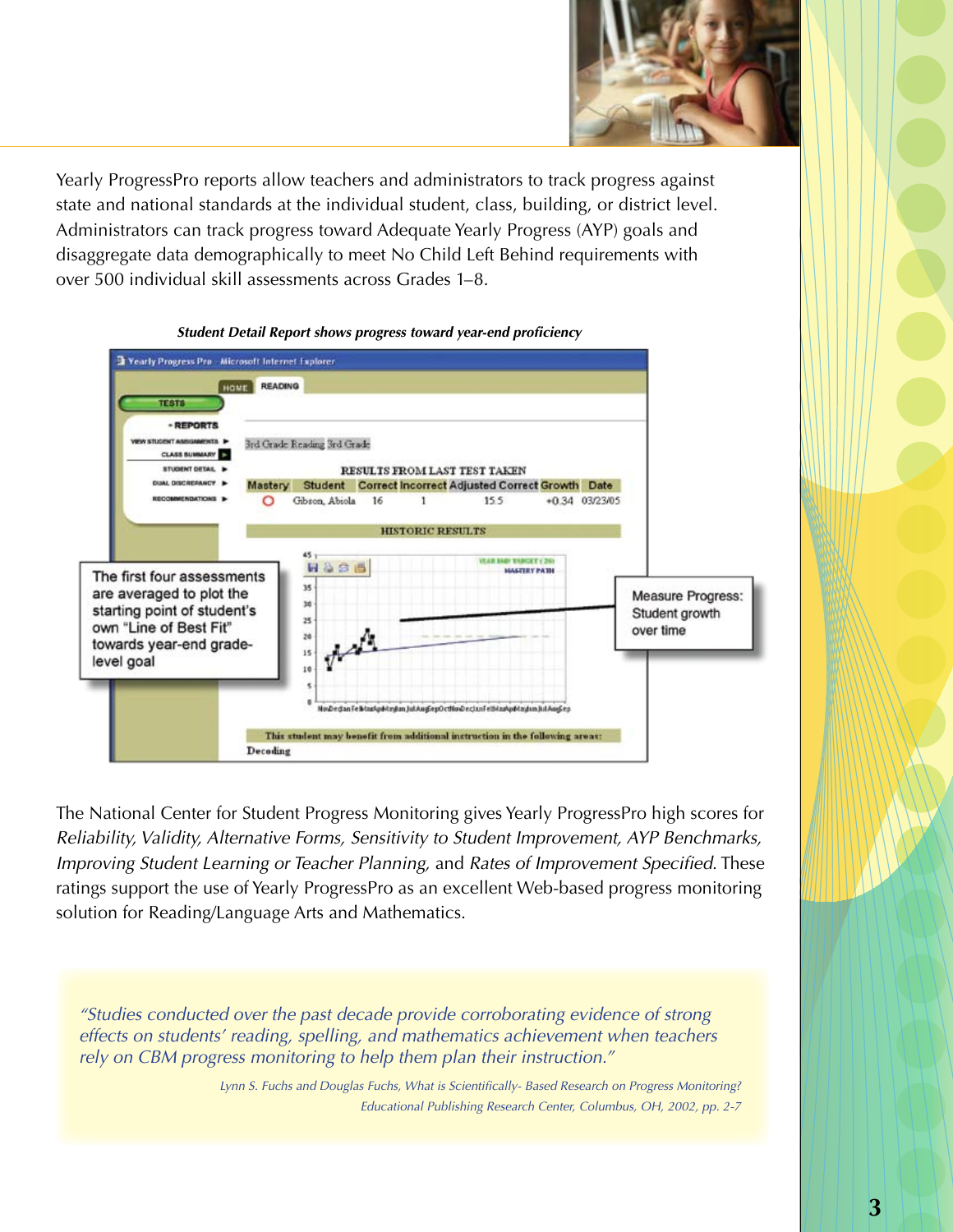Yearly ProgressPro reports allow teachers and administrators to track progress against state and national standards at the individual student, class, building, or district level. Administrators can track progress toward Adequate Yearly Progress (AYP) goals and disaggregate data demographically to meet No Child Left Behind requirements with over 500 individual skill assessments across Grades 1–8.

***Student Detail Report shows progress toward year-end proficiency***

The first four assessments are averaged to plot the starting point of student's own "Line of Best Fit" towards year-end grade-level goal

Measure Progress: Student growth over time

The National Center for Student Progress Monitoring gives Yearly ProgressPro high scores for *Reliability, Validity, Alternative Forms, Sensitivity to Student Improvement, AYP Benchmarks, Improving Student Learning or Teacher Planning,* and *Rates of Improvement Specified.* These ratings support the use of Yearly ProgressPro as an excellent Web-based progress monitoring solution for Reading/Language Arts and Mathematics.

> *"Studies conducted over the past decade provide corroborating evidence of strong effects on students' reading, spelling, and mathematics achievement when teachers rely on CBM progress monitoring to help them plan their instruction."*
>
> *Lynn S. Fuchs and Douglas Fuchs, What is Scientifically- Based Research on Progress Monitoring? Educational Publishing Research Center, Columbus, OH, 2002, pp. 2-7*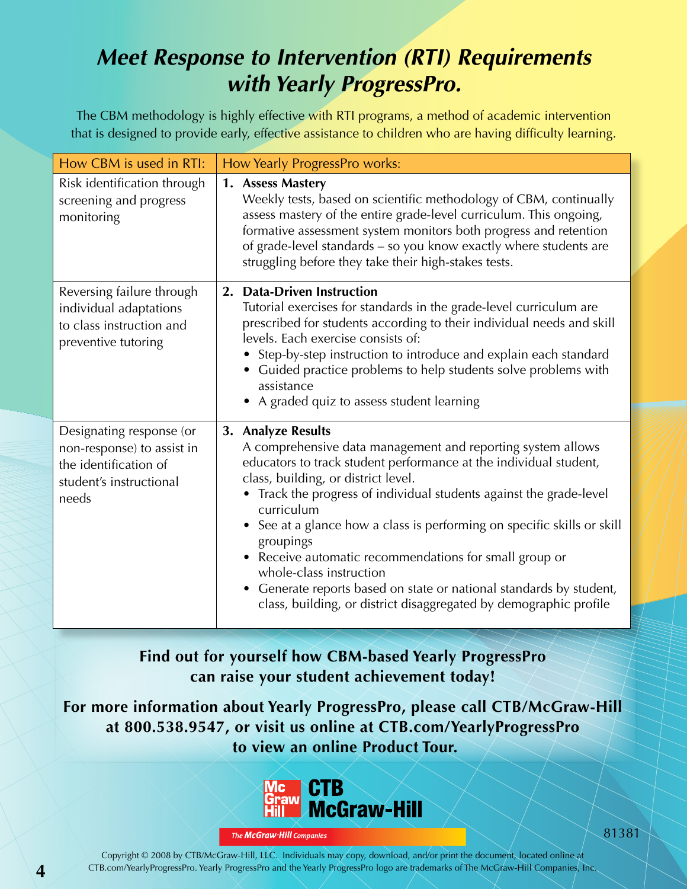# *Meet Response to Intervention (RTI) Requirements with Yearly ProgressPro.*

The CBM methodology is highly effective with RTI programs, a method of academic intervention that is designed to provide early, effective assistance to children who are having difficulty learning.

| How CBM is used in RTI: | How Yearly ProgressPro works: |
|---|---|
| Risk identification through screening and progress monitoring | **1. Assess Mastery**<br>Weekly tests, based on scientific methodology of CBM, continually assess mastery of the entire grade-level curriculum. This ongoing, formative assessment system monitors both progress and retention of grade-level standards – so you know exactly where students are struggling before they take their high-stakes tests. |
| Reversing failure through individual adaptations to class instruction and preventive tutoring | **2. Data-Driven Instruction**<br>Tutorial exercises for standards in the grade-level curriculum are prescribed for students according to their individual needs and skill levels. Each exercise consists of:<br>• Step-by-step instruction to introduce and explain each standard<br>• Guided practice problems to help students solve problems with assistance<br>• A graded quiz to assess student learning |
| Designating response (or non-response) to assist in the identification of student's instructional needs | **3. Analyze Results**<br>A comprehensive data management and reporting system allows educators to track student performance at the individual student, class, building, or district level.<br>• Track the progress of individual students against the grade-level curriculum<br>• See at a glance how a class is performing on specific skills or skill groupings<br>• Receive automatic recommendations for small group or whole-class instruction<br>• Generate reports based on state or national standards by student, class, building, or district disaggregated by demographic profile |

**Find out for yourself how CBM-based Yearly ProgressPro can raise your student achievement today!**

**For more information about Yearly ProgressPro, please call CTB/McGraw-Hill at 800.538.9547, or visit us online at CTB.com/YearlyProgressPro to view an online Product Tour.**

CTB McGraw-Hill

The McGraw·Hill Companies

81381

Copyright © 2008 by CTB/McGraw-Hill, LLC. Individuals may copy, download, and/or print the document, located online at CTB.com/YearlyProgressPro. Yearly ProgressPro and the Yearly ProgressPro logo are trademarks of The McGraw-Hill Companies, Inc.